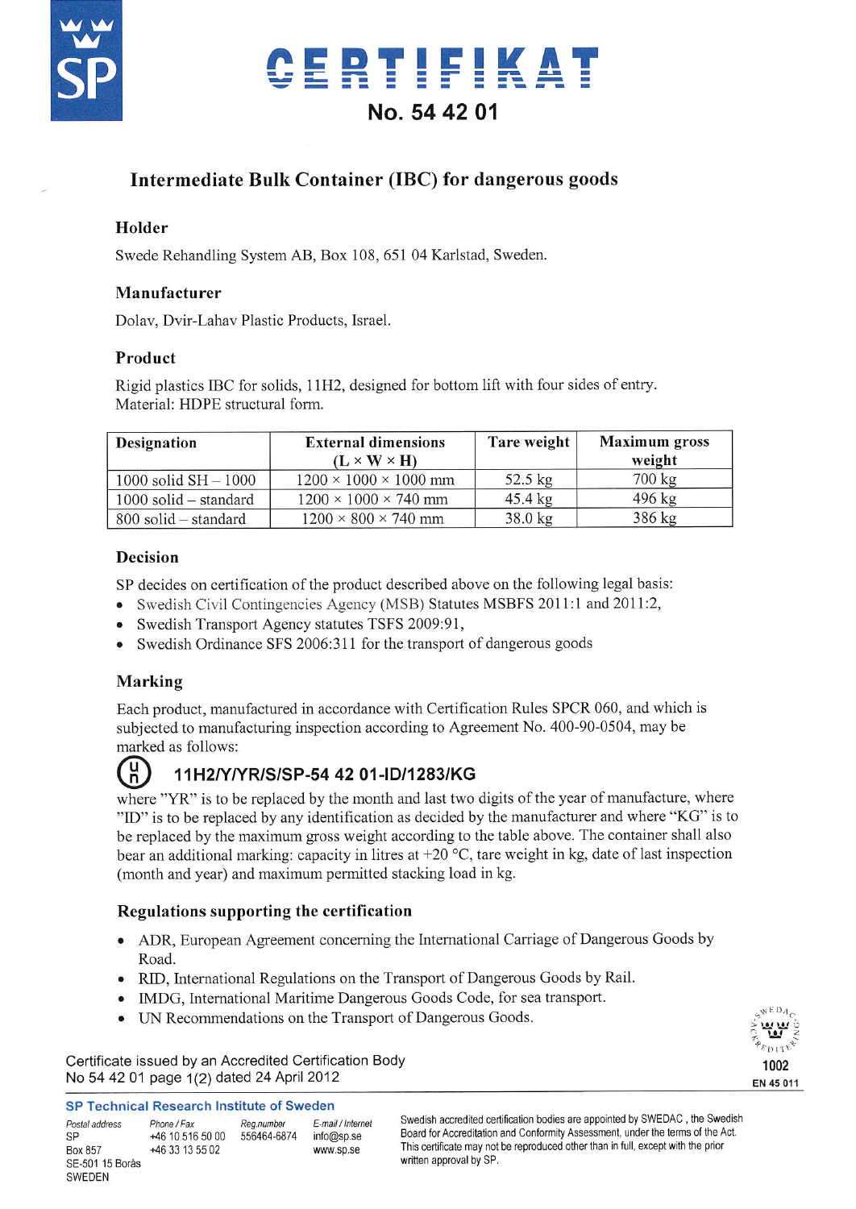# CERTIFIKAT

## No. 54 42 01

## Intermediate Bulk Container (IBC) for dangerous goods

### Holder

Swede Rehandling System AB, Box 108, 651 04 Karlstad, Sweden.

### Manufacturer

Dolav, Dvir-Lahav Plastic Products, Israel.

### Product

Rigid plastics IBC for solids, 11H2, designed for bottom lift with four sides of entry.
Material: HDPE structural form.

| Designation | External dimensions (L × W × H) | Tare weight | Maximum gross weight |
|---|---|---|---|
| 1000 solid SH – 1000 | 1200 × 1000 × 1000 mm | 52.5 kg | 700 kg |
| 1000 solid – standard | 1200 × 1000 × 740 mm | 45.4 kg | 496 kg |
| 800 solid – standard | 1200 × 800 × 740 mm | 38.0 kg | 386 kg |

### Decision

SP decides on certification of the product described above on the following legal basis:

- Swedish Civil Contingencies Agency (MSB) Statutes MSBFS 2011:1 and 2011:2,
- Swedish Transport Agency statutes TSFS 2009:91,
- Swedish Ordinance SFS 2006:311 for the transport of dangerous goods

### Marking

Each product, manufactured in accordance with Certification Rules SPCR 060, and which is subjected to manufacturing inspection according to Agreement No. 400-90-0504, may be marked as follows:

**(UN) 11H2/Y/YR/S/SP-54 42 01-ID/1283/KG**

where "YR" is to be replaced by the month and last two digits of the year of manufacture, where "ID" is to be replaced by any identification as decided by the manufacturer and where "KG" is to be replaced by the maximum gross weight according to the table above. The container shall also bear an additional marking: capacity in litres at +20 °C, tare weight in kg, date of last inspection (month and year) and maximum permitted stacking load in kg.

### Regulations supporting the certification

- ADR, European Agreement concerning the International Carriage of Dangerous Goods by Road.
- RID, International Regulations on the Transport of Dangerous Goods by Rail.
- IMDG, International Maritime Dangerous Goods Code, for sea transport.
- UN Recommendations on the Transport of Dangerous Goods.

Certificate issued by an Accredited Certification Body
No 54 42 01 page 1(2) dated 24 April 2012

SWEDAC ACCREDITERING 1002 EN 45 011

**SP Technical Research Institute of Sweden**

| Postal address | Phone / Fax | Reg.number | E-mail / Internet |
|---|---|---|---|
| SP<br>Box 857<br>SE-501 15 Borås<br>SWEDEN | +46 10 516 50 00<br>+46 33 13 55 02 | 556464-6874 | info@sp.se<br>www.sp.se |

Swedish accredited certification bodies are appointed by SWEDAC , the Swedish Board for Accreditation and Conformity Assessment, under the terms of the Act. This certificate may not be reproduced other than in full, except with the prior written approval by SP.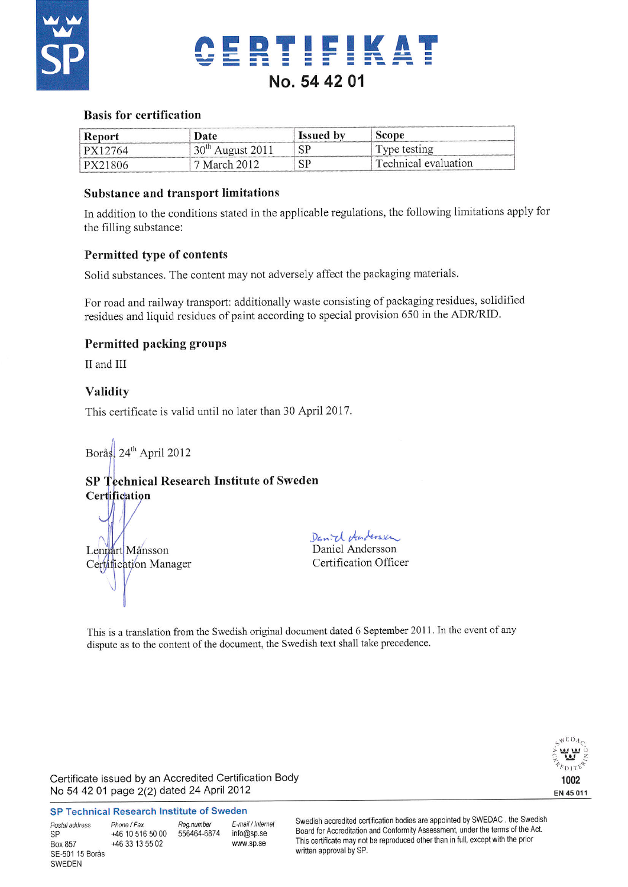# CERTIFIKAT

## No. 54 42 01

### Basis for certification

| Report | Date | Issued by | Scope |
|---|---|---|---|
| PX12764 | 30th August 2011 | SP | Type testing |
| PX21806 | 7 March 2012 | SP | Technical evaluation |

### Substance and transport limitations

In addition to the conditions stated in the applicable regulations, the following limitations apply for the filling substance:

### Permitted type of contents

Solid substances. The content may not adversely affect the packaging materials.

For road and railway transport: additionally waste consisting of packaging residues, solidified residues and liquid residues of paint according to special provision 650 in the ADR/RID.

### Permitted packing groups

II and III

### Validity

This certificate is valid until no later than 30 April 2017.

Borås, 24th April 2012

**SP Technical Research Institute of Sweden**
**Certification**

Lennart Månsson
Certification Manager

Daniel Andersson
Certification Officer

This is a translation from the Swedish original document dated 6 September 2011. In the event of any dispute as to the content of the document, the Swedish text shall take precedence.

Certificate issued by an Accredited Certification Body
No 54 42 01 page 2(2) dated 24 April 2012

1002
EN 45 011

**SP Technical Research Institute of Sweden**

| Postal address | Phone / Fax | Reg.number | E-mail / Internet |
|---|---|---|---|
| SP | +46 10 516 50 00 | 556464-6874 | info@sp.se |
| Box 857 | +46 33 13 55 02 | | www.sp.se |
| SE-501 15 Borås | | | |
| SWEDEN | | | |

Swedish accredited certification bodies are appointed by SWEDAC , the Swedish Board for Accreditation and Conformity Assessment, under the terms of the Act. This certificate may not be reproduced other than in full, except with the prior written approval by SP.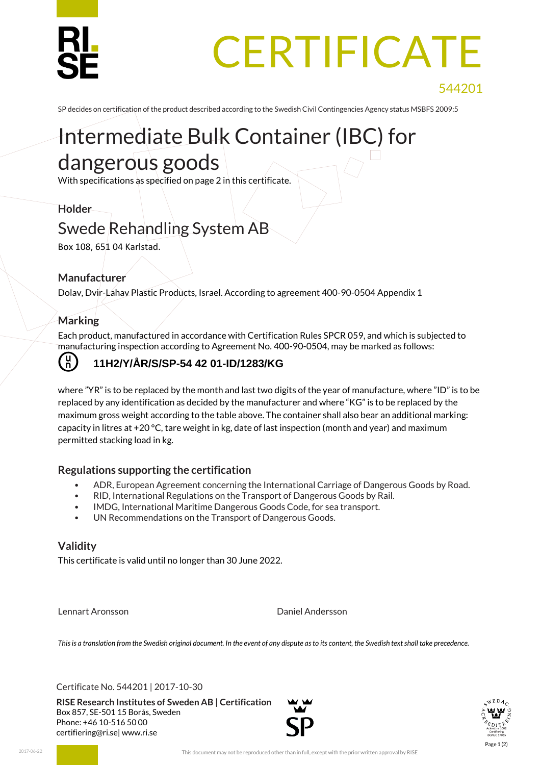# CERTIFICATE

544201

SP decides on certification of the product described according to the Swedish Civil Contingencies Agency status MSBFS 2009:5

# Intermediate Bulk Container (IBC) for dangerous goods

With specifications as specified on page 2 in this certificate.

### Holder

## Swede Rehandling System AB

Box 108, 651 04 Karlstad.

### Manufacturer

Dolav, Dvir-Lahav Plastic Products, Israel. According to agreement 400-90-0504 Appendix 1

### Marking

Each product, manufactured in accordance with Certification Rules SPCR 059, and which is subjected to manufacturing inspection according to Agreement No. 400-90-0504, may be marked as follows:

**11H2/Y/ÅR/S/SP-54 42 01-ID/1283/KG**

where "YR" is to be replaced by the month and last two digits of the year of manufacture, where "ID" is to be replaced by any identification as decided by the manufacturer and where "KG" is to be replaced by the maximum gross weight according to the table above. The container shall also bear an additional marking: capacity in litres at +20 °C, tare weight in kg, date of last inspection (month and year) and maximum permitted stacking load in kg.

### Regulations supporting the certification

- ADR, European Agreement concerning the International Carriage of Dangerous Goods by Road.
- RID, International Regulations on the Transport of Dangerous Goods by Rail.
- IMDG, International Maritime Dangerous Goods Code, for sea transport.
- UN Recommendations on the Transport of Dangerous Goods.

### Validity

This certificate is valid until no longer than 30 June 2022.

Lennart Aronsson

Daniel Andersson

*This is a translation from the Swedish original document. In the event of any dispute as to its content, the Swedish text shall take precedence.*

Certificate No. 544201 | 2017-10-30

**RISE Research Institutes of Sweden AB | Certification**
Box 857, SE-501 15 Borås, Sweden
Phone: +46 10-516 50 00
certifiering@ri.se| www.ri.se

This document may not be reproduced other than in full, except with the prior written approval by RISE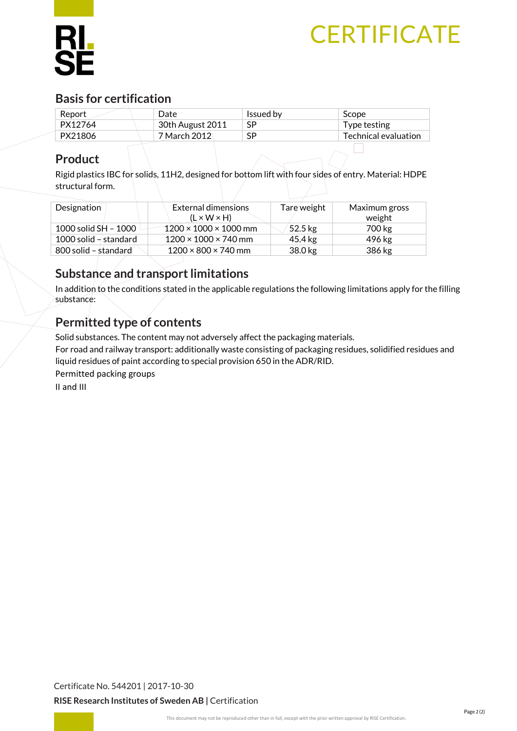# CERTIFICATE

## Basis for certification

| Report | Date | Issued by | Scope |
| --- | --- | --- | --- |
| PX12764 | 30th August 2011 | SP | Type testing |
| PX21806 | 7 March 2012 | SP | Technical evaluation |

## Product

Rigid plastics IBC for solids, 11H2, designed for bottom lift with four sides of entry. Material: HDPE structural form.

| Designation | External dimensions (L × W × H) | Tare weight | Maximum gross weight |
| --- | --- | --- | --- |
| 1000 solid SH – 1000 | 1200 × 1000 × 1000 mm | 52.5 kg | 700 kg |
| 1000 solid – standard | 1200 × 1000 × 740 mm | 45.4 kg | 496 kg |
| 800 solid – standard | 1200 × 800 × 740 mm | 38.0 kg | 386 kg |

## Substance and transport limitations

In addition to the conditions stated in the applicable regulations the following limitations apply for the filling substance:

## Permitted type of contents

Solid substances. The content may not adversely affect the packaging materials.

For road and railway transport: additionally waste consisting of packaging residues, solidified residues and liquid residues of paint according to special provision 650 in the ADR/RID.

Permitted packing groups

II and III

Certificate No. 544201 | 2017-10-30

**RISE Research Institutes of Sweden AB |** Certification

This document may not be reproduced other than in full, except with the prior written approval by RISE Certification.